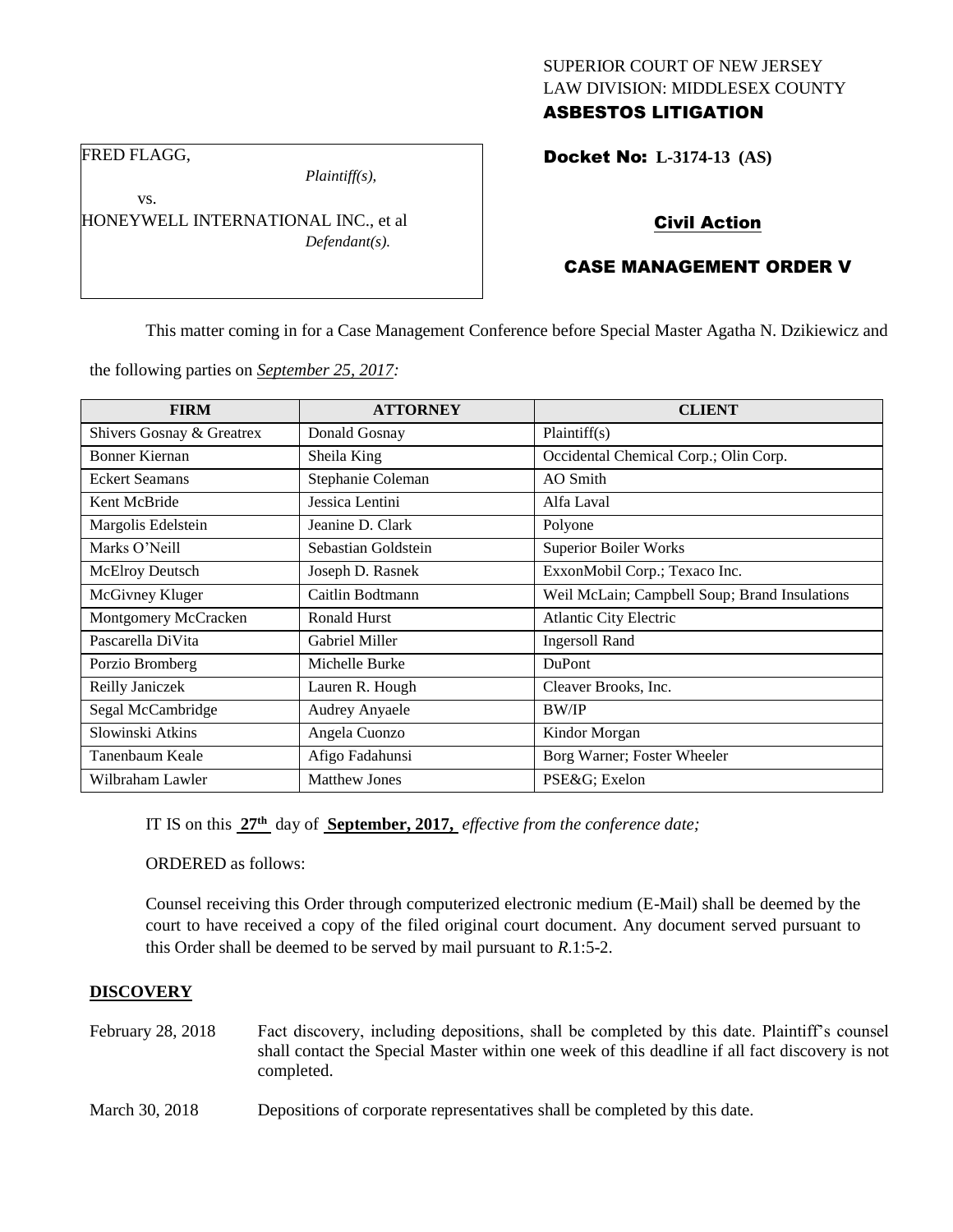SUPERIOR COURT OF NEW JERSEY
LAW DIVISION: MIDDLESEX COUNTY
**ASBESTOS LITIGATION**

FRED FLAGG,
*Plaintiff(s),*
vs.
HONEYWELL INTERNATIONAL INC., et al
*Defendant(s).*

**Docket No: L-3174-13 (AS)**

**Civil Action**

**CASE MANAGEMENT ORDER V**

This matter coming in for a Case Management Conference before Special Master Agatha N. Dzikiewicz and the following parties on *September 25, 2017:*

| FIRM | ATTORNEY | CLIENT |
|---|---|---|
| Shivers Gosnay & Greatrex | Donald Gosnay | Plaintiff(s) |
| Bonner Kiernan | Sheila King | Occidental Chemical Corp.; Olin Corp. |
| Eckert Seamans | Stephanie Coleman | AO Smith |
| Kent McBride | Jessica Lentini | Alfa Laval |
| Margolis Edelstein | Jeanine D. Clark | Polyone |
| Marks O'Neill | Sebastian Goldstein | Superior Boiler Works |
| McElroy Deutsch | Joseph D. Rasnek | ExxonMobil Corp.; Texaco Inc. |
| McGivney Kluger | Caitlin Bodtmann | Weil McLain; Campbell Soup; Brand Insulations |
| Montgomery McCracken | Ronald Hurst | Atlantic City Electric |
| Pascarella DiVita | Gabriel Miller | Ingersoll Rand |
| Porzio Bromberg | Michelle Burke | DuPont |
| Reilly Janiczek | Lauren R. Hough | Cleaver Brooks, Inc. |
| Segal McCambridge | Audrey Anyaele | BW/IP |
| Slowinski Atkins | Angela Cuonzo | Kindor Morgan |
| Tanenbaum Keale | Afigo Fadahunsi | Borg Warner; Foster Wheeler |
| Wilbraham Lawler | Matthew Jones | PSE&G; Exelon |

IT IS on this **27th** day of **September, 2017,** *effective from the conference date;*

ORDERED as follows:

Counsel receiving this Order through computerized electronic medium (E-Mail) shall be deemed by the court to have received a copy of the filed original court document. Any document served pursuant to this Order shall be deemed to be served by mail pursuant to *R*.1:5-2.

**DISCOVERY**

February 28, 2018 — Fact discovery, including depositions, shall be completed by this date. Plaintiff's counsel shall contact the Special Master within one week of this deadline if all fact discovery is not completed.

March 30, 2018 — Depositions of corporate representatives shall be completed by this date.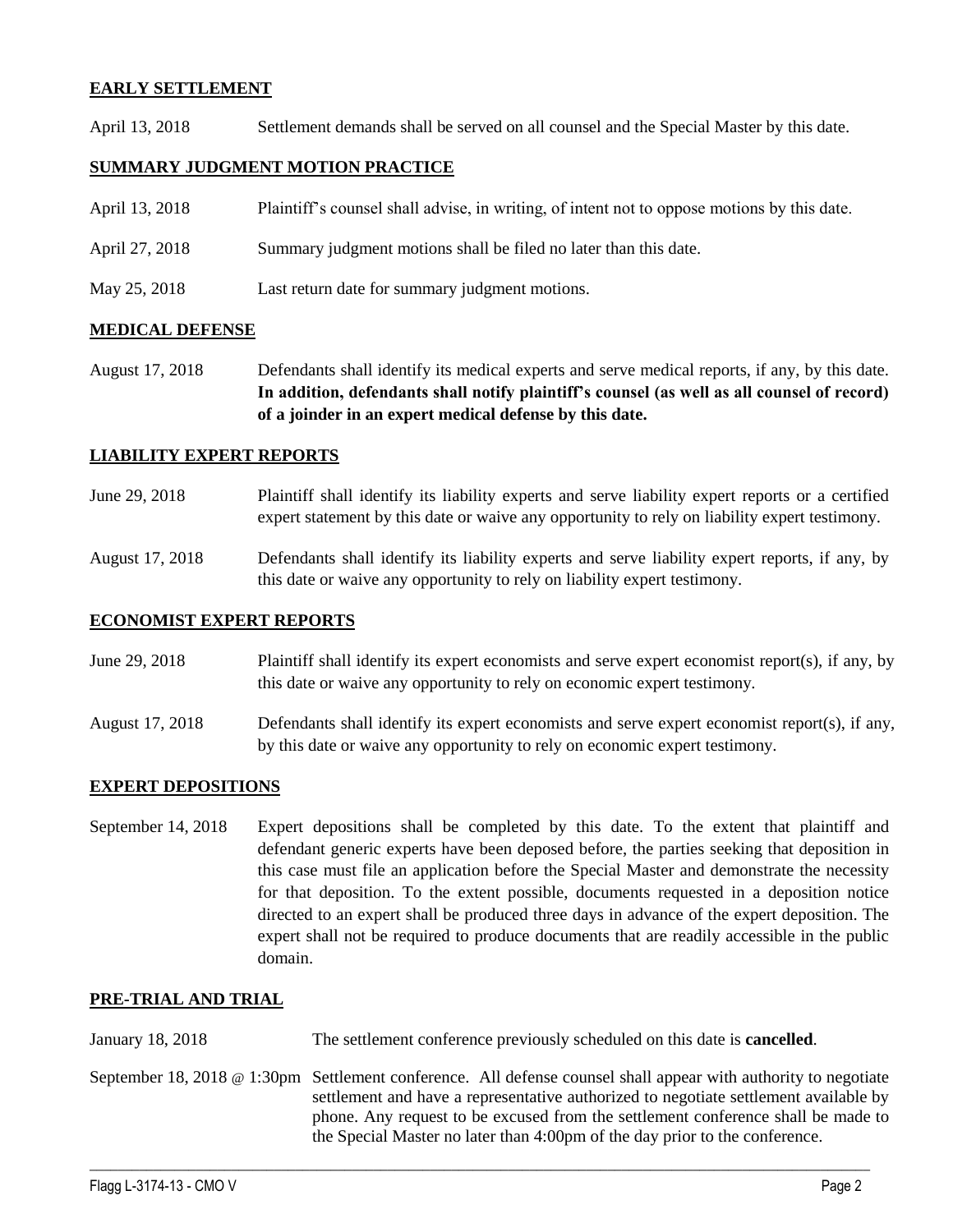**EARLY SETTLEMENT**

April 13, 2018 Settlement demands shall be served on all counsel and the Special Master by this date.

**SUMMARY JUDGMENT MOTION PRACTICE**

April 13, 2018 Plaintiff's counsel shall advise, in writing, of intent not to oppose motions by this date.

April 27, 2018 Summary judgment motions shall be filed no later than this date.

May 25, 2018 Last return date for summary judgment motions.

**MEDICAL DEFENSE**

August 17, 2018 Defendants shall identify its medical experts and serve medical reports, if any, by this date. **In addition, defendants shall notify plaintiff's counsel (as well as all counsel of record) of a joinder in an expert medical defense by this date.**

**LIABILITY EXPERT REPORTS**

June 29, 2018 Plaintiff shall identify its liability experts and serve liability expert reports or a certified expert statement by this date or waive any opportunity to rely on liability expert testimony.

August 17, 2018 Defendants shall identify its liability experts and serve liability expert reports, if any, by this date or waive any opportunity to rely on liability expert testimony.

**ECONOMIST EXPERT REPORTS**

June 29, 2018 Plaintiff shall identify its expert economists and serve expert economist report(s), if any, by this date or waive any opportunity to rely on economic expert testimony.

August 17, 2018 Defendants shall identify its expert economists and serve expert economist report(s), if any, by this date or waive any opportunity to rely on economic expert testimony.

**EXPERT DEPOSITIONS**

September 14, 2018 Expert depositions shall be completed by this date. To the extent that plaintiff and defendant generic experts have been deposed before, the parties seeking that deposition in this case must file an application before the Special Master and demonstrate the necessity for that deposition. To the extent possible, documents requested in a deposition notice directed to an expert shall be produced three days in advance of the expert deposition. The expert shall not be required to produce documents that are readily accessible in the public domain.

**PRE-TRIAL AND TRIAL**

January 18, 2018 The settlement conference previously scheduled on this date is **cancelled**.

September 18, 2018 @ 1:30pm Settlement conference. All defense counsel shall appear with authority to negotiate settlement and have a representative authorized to negotiate settlement available by phone. Any request to be excused from the settlement conference shall be made to the Special Master no later than 4:00pm of the day prior to the conference.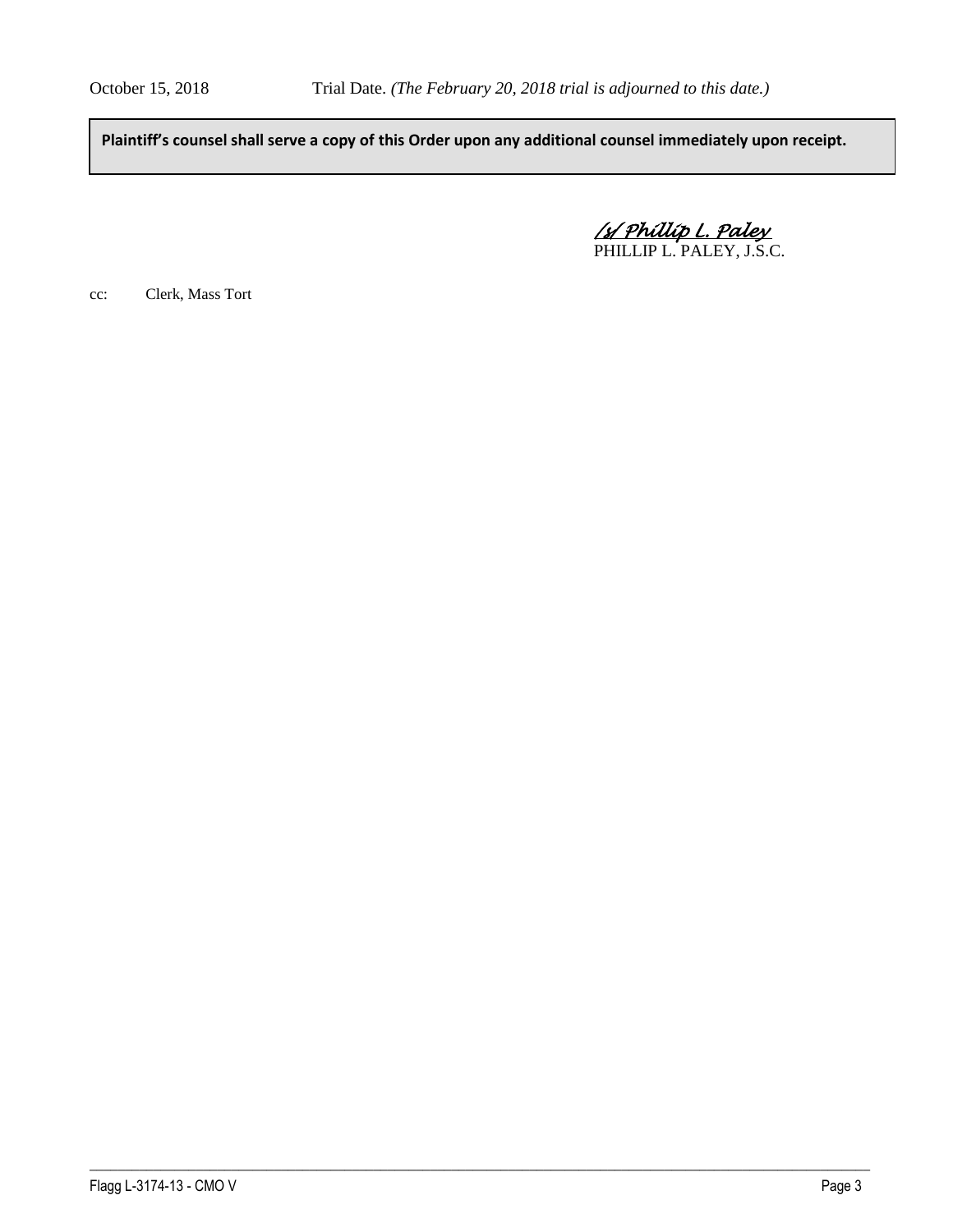October 15, 2018 Trial Date. *(The February 20, 2018 trial is adjourned to this date.)*

**Plaintiff's counsel shall serve a copy of this Order upon any additional counsel immediately upon receipt.**

*/s/ Phillip L. Paley*
PHILLIP L. PALEY, J.S.C.

cc: Clerk, Mass Tort